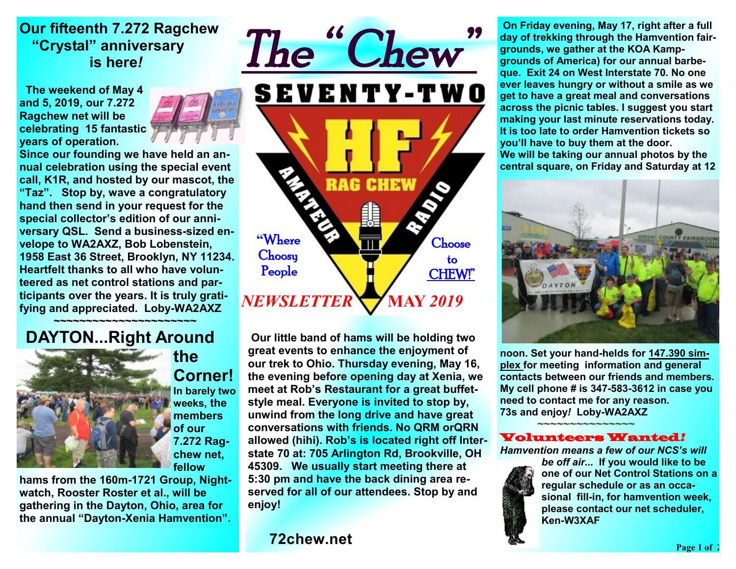# The "Chew"

SEVENTY-TWO

HF RAG CHEW AMATEUR RADIO

"Where Choosy People Choose to CHEW!"

*NEWSLETTER* **MAY** *2019*

## Our fifteenth 7.272 Ragchew "Crystal" anniversary is here*!*

**The weekend of May 4 and 5, 2019, our 7.272 Ragchew net will be celebrating 15 fantastic years of operation. Since our founding we have held an annual celebration using the special event call, K1R, and hosted by our mascot, the "Taz". Stop by, wave a congratulatory hand then send in your request for the special collector's edition of our anniversary QSL. Send a business-sized envelope to WA2AXZ, Bob Lobenstein, 1958 East 36 Street, Brooklyn, NY 11234. Heartfelt thanks to all who have volunteered as net control stations and participants over the years. It is truly gratifying and appreciated. Loby-WA2AXZ**

~~~~~~~~~~~~~~~~~~~~~~~

## DAYTON...Right Around the Corner!

**In barely two weeks, the members of our 7.272 Ragchew net, fellow hams from the 160m-1721 Group, Nightwatch, Rooster Roster et al., will be gathering in the Dayton, Ohio, area for the annual "Dayton-Xenia Hamvention".**

**Our little band of hams will be holding two great events to enhance the enjoyment of our trek to Ohio. Thursday evening, May 16, the evening before opening day at Xenia, we meet at Rob's Restaurant for a great buffet-style meal. Everyone is invited to stop by, unwind from the long drive and have great conversations with friends. No QRM orQRN allowed (hihi). Rob's is located right off Interstate 70 at: 705 Arlington Rd, Brookville, OH 45309. We usually start meeting there at 5:30 pm and have the back dining area reserved for all of our attendees. Stop by and enjoy!**

**On Friday evening, May 17, right after a full day of trekking through the Hamvention fairgrounds, we gather at the KOA Kampgrounds of America) for our annual barbeque. Exit 24 on West Interstate 70. No one ever leaves hungry or without a smile as we get to have a great meal and conversations across the picnic tables. I suggest you start making your last minute reservations today. It is too late to order Hamvention tickets so you'll have to buy them at the door. We will be taking our annual photos by the central square, on Friday and Saturday at 12 noon. Set your hand-helds for 147.390 simplex for meeting information and general contacts between our friends and members. My cell phone # is 347-583-3612 in case you need to contact me for any reason. 73s and enjoy*!* Loby-WA2AXZ**

~~~~~~~~~~~~~~~~

**72chew.net**

## Volunteers Wanted!

***Hamvention means a few of our NCS's will be off air...*** **If you would like to be one of our Net Control Stations on a regular schedule or as an occasional fill-in, for hamvention week, please contact our net scheduler, Ken-W3XAF**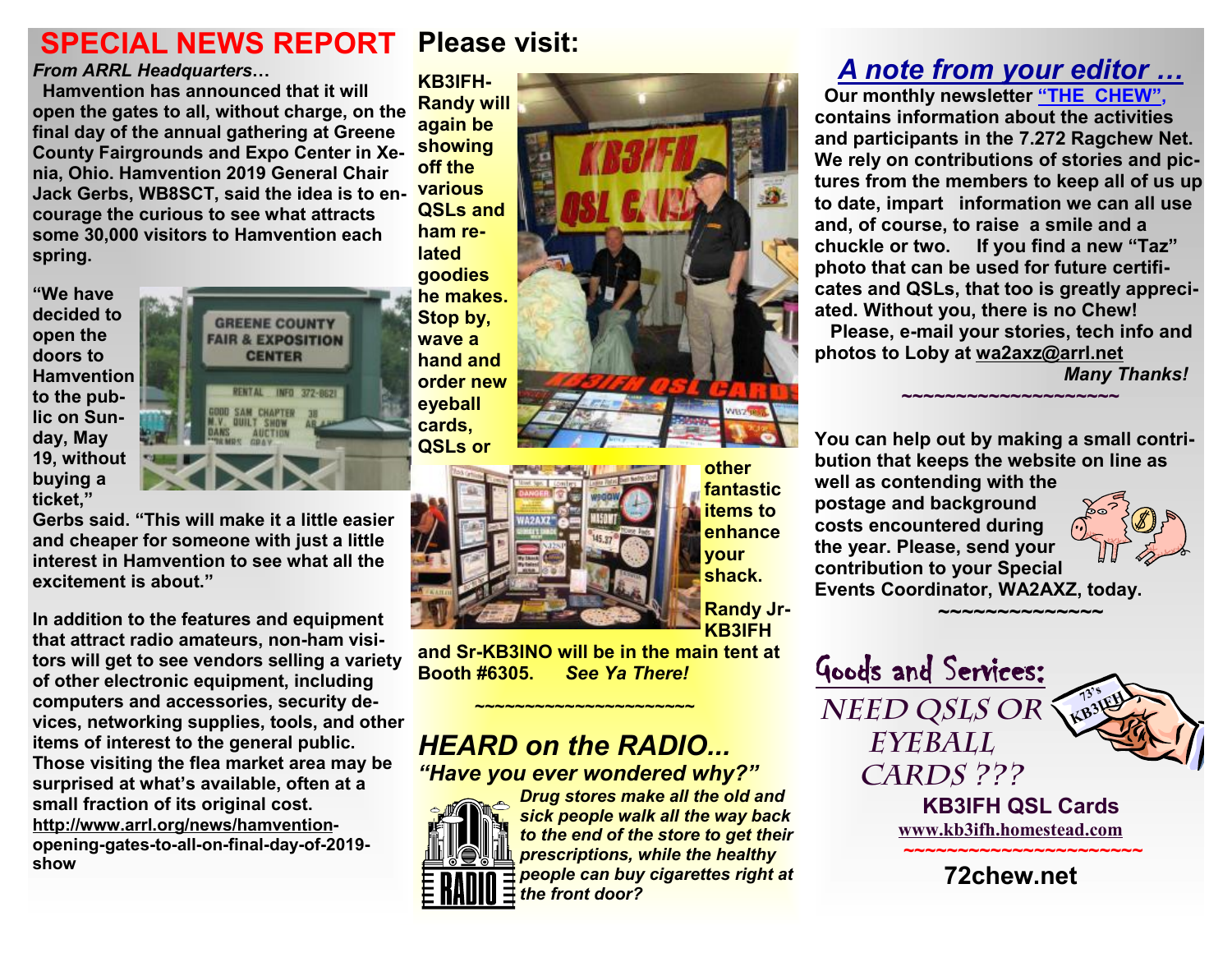# SPECIAL NEWS REPORT

***From ARRL Headquarters…***

**Hamvention has announced that it will open the gates to all, without charge, on the final day of the annual gathering at Greene County Fairgrounds and Expo Center in Xenia, Ohio. Hamvention 2019 General Chair Jack Gerbs, WB8SCT, said the idea is to encourage the curious to see what attracts some 30,000 visitors to Hamvention each spring.**

**"We have decided to open the doors to Hamvention to the public on Sunday, May 19, without buying a ticket," Gerbs said. "This will make it a little easier and cheaper for someone with just a little interest in Hamvention to see what all the excitement is about."**

**In addition to the features and equipment that attract radio amateurs, non-ham visitors will get to see vendors selling a variety of other electronic equipment, including computers and accessories, security devices, networking supplies, tools, and other items of interest to the general public. Those visiting the flea market area may be surprised at what's available, often at a small fraction of its original cost.**

**http://www.arrl.org/news/hamvention-opening-gates-to-all-on-final-day-of-2019-show**

# Please visit:

**KB3IFH-Randy will again be showing off the various QSLs and ham related goodies he makes. Stop by, wave a hand and order new eyeball cards, QSLs or other fantastic items to enhance your shack.**

**Randy Jr-KB3IFH and Sr-KB3INO will be in the main tent at Booth #6305.** ***See Ya There!***

~~~~~~~~~~~~~~~~~~~~~~

## *HEARD on the RADIO...*

***"Have you ever wondered why?"***

***Drug stores make all the old and sick people walk all the way back to the end of the store to get their prescriptions, while the healthy people can buy cigarettes right at the front door?***

## *A note from your editor …*

**Our monthly newsletter "THE CHEW", contains information about the activities and participants in the 7.272 Ragchew Net. We rely on contributions of stories and pictures from the members to keep all of us up to date, impart information we can all use and, of course, to raise a smile and a chuckle or two. If you find a new "Taz" photo that can be used for future certificates and QSLs, that too is greatly appreciated. Without you, there is no Chew!**

**Please, e-mail your stories, tech info and photos to Loby at wa2axz@arrl.net**

***Many Thanks!***

~~~~~~~~~~~~~~~~~~~~~

**You can help out by making a small contribution that keeps the website on line as well as contending with the postage and background costs encountered during the year. Please, send your contribution to your Special Events Coordinator, WA2AXZ, today.**

~~~~~~~~~~~~~~~

## Goods and Services:

**NEED QSLS OR EYEBALL CARDS ???**

**KB3IFH QSL Cards**

**www.kb3ifh.homestead.com**

~~~~~~~~~~~~~~~~~~~~~~~

**72chew.net**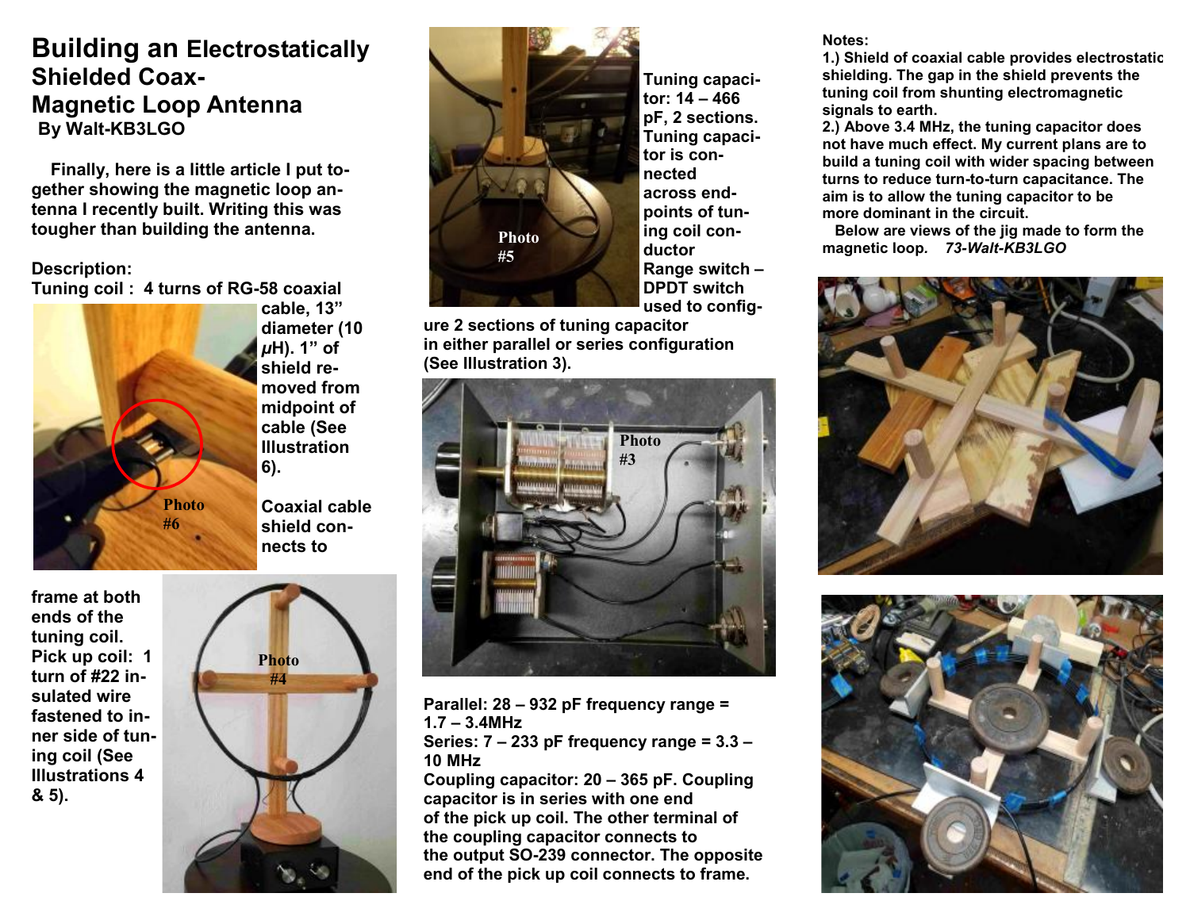# Building an Electrostatically Shielded Coax-Magnetic Loop Antenna

**By Walt-KB3LGO**

Finally, here is a little article I put together showing the magnetic loop antenna I recently built. Writing this was tougher than building the antenna.

**Description:**

**Tuning coil :** 4 turns of RG-58 coaxial cable, 13" diameter (10 $\mu$H). 1" of shield removed from midpoint of cable (See Illustration 6).

Photo #6

Coaxial cable shield connects to frame at both ends of the tuning coil.

**Pick up coil:** 1 turn of #22 insulated wire fastened to inner side of tuning coil (See Illustrations 4 & 5).

Photo #4

Photo #5

**Tuning capacitor:** 14 – 466 pF, 2 sections. Tuning capacitor is connected across endpoints of tuning coil conductor

**Range switch** – DPDT switch used to configure 2 sections of tuning capacitor in either parallel or series configuration (See Illustration 3).

Photo #3

Parallel: 28 – 932 pF frequency range = 1.7 – 3.4MHz

Series: 7 – 233 pF frequency range = 3.3 – 10 MHz

**Coupling capacitor:** 20 – 365 pF. Coupling capacitor is in series with one end of the pick up coil. The other terminal of the coupling capacitor connects to the output SO-239 connector. The opposite end of the pick up coil connects to frame.

**Notes:**

1.) Shield of coaxial cable provides electrostatic shielding. The gap in the shield prevents the tuning coil from shunting electromagnetic signals to earth.

2.) Above 3.4 MHz, the tuning capacitor does not have much effect. My current plans are to build a tuning coil with wider spacing between turns to reduce turn-to-turn capacitance. The aim is to allow the tuning capacitor to be more dominant in the circuit.

Below are views of the jig made to form the magnetic loop. *73-Walt-KB3LGO*